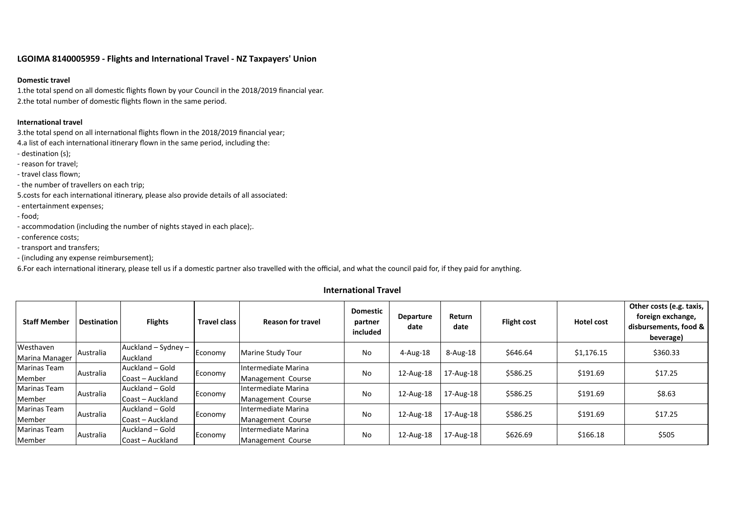**LGOIMA 8140005959 - Flights and International Travel - NZ Taxpayers' Union**

**Domestic travel**

1.the total spend on all domestic flights flown by your Council in the 2018/2019 financial year.
2.the total number of domestic flights flown in the same period.

**International travel**

3.the total spend on all international flights flown in the 2018/2019 financial year;
4.a list of each international itinerary flown in the same period, including the:
- destination (s);
- reason for travel;
- travel class flown;
- the number of travellers on each trip;

5.costs for each international itinerary, please also provide details of all associated:
- entertainment expenses;
- food;
- accommodation (including the number of nights stayed in each place);.
- conference costs;
- transport and transfers;
- (including any expense reimbursement);

6.For each international itinerary, please tell us if a domestic partner also travelled with the official, and what the council paid for, if they paid for anything.

**International Travel**

| Staff Member | Destination | Flights | Travel class | Reason for travel | Domestic partner included | Departure date | Return date | Flight cost | Hotel cost | Other costs (e.g. taxis, foreign exchange, disbursements, food & beverage) |
|---|---|---|---|---|---|---|---|---|---|---|
| Westhaven Marina Manager | Australia | Auckland – Sydney – Auckland | Economy | Marine Study Tour | No | 4-Aug-18 | 8-Aug-18 | $646.64 | $1,176.15 | $360.33 |
| Marinas Team Member | Australia | Auckland – Gold Coast – Auckland | Economy | Intermediate Marina Management Course | No | 12-Aug-18 | 17-Aug-18 | $586.25 | $191.69 | $17.25 |
| Marinas Team Member | Australia | Auckland – Gold Coast – Auckland | Economy | Intermediate Marina Management Course | No | 12-Aug-18 | 17-Aug-18 | $586.25 | $191.69 | $8.63 |
| Marinas Team Member | Australia | Auckland – Gold Coast – Auckland | Economy | Intermediate Marina Management Course | No | 12-Aug-18 | 17-Aug-18 | $586.25 | $191.69 | $17.25 |
| Marinas Team Member | Australia | Auckland – Gold Coast – Auckland | Economy | Intermediate Marina Management Course | No | 12-Aug-18 | 17-Aug-18 | $626.69 | $166.18 | $505 |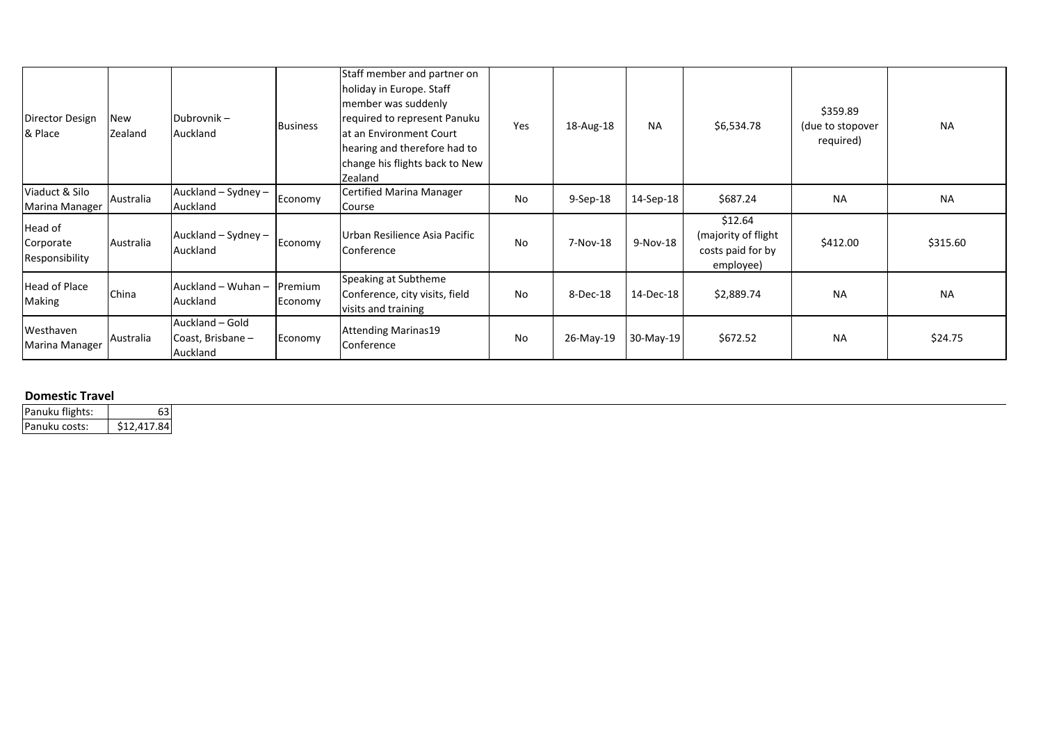| | | | | | | | | | | |
|---|---|---|---|---|---|---|---|---|---|---|
| Director Design & Place | New Zealand | Dubrovnik – Auckland | Business | Staff member and partner on holiday in Europe. Staff member was suddenly required to represent Panuku at an Environment Court hearing and therefore had to change his flights back to New Zealand | Yes | 18-Aug-18 | NA | $6,534.78 | $359.89 (due to stopover required) | NA |
| Viaduct & Silo Marina Manager | Australia | Auckland – Sydney – Auckland | Economy | Certified Marina Manager Course | No | 9-Sep-18 | 14-Sep-18 | $687.24 | NA | NA |
| Head of Corporate Responsibility | Australia | Auckland – Sydney – Auckland | Economy | Urban Resilience Asia Pacific Conference | No | 7-Nov-18 | 9-Nov-18 | $12.64 (majority of flight costs paid for by employee) | $412.00 | $315.60 |
| Head of Place Making | China | Auckland – Wuhan – Auckland | Premium Economy | Speaking at Subtheme Conference, city visits, field visits and training | No | 8-Dec-18 | 14-Dec-18 | $2,889.74 | NA | NA |
| Westhaven Marina Manager | Australia | Auckland – Gold Coast, Brisbane – Auckland | Economy | Attending Marinas19 Conference | No | 26-May-19 | 30-May-19 | $672.52 | NA | $24.75 |

**Domestic Travel**

| | |
|---|---|
| Panuku flights: | 63 |
| Panuku costs: | $12,417.84 |